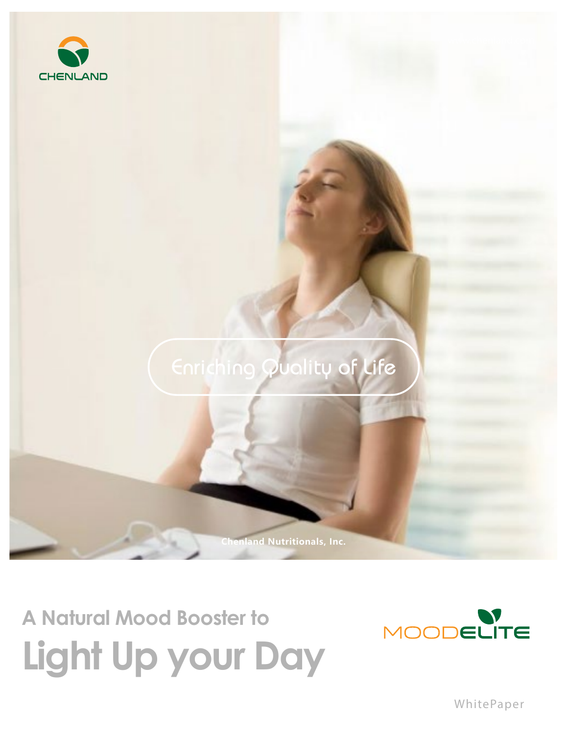CHENLAND

Enriching Quality of Life

Chenland Nutritionals, Inc.

## A Natural Mood Booster to

# Light Up your Day

MOODELITE

WhitePaper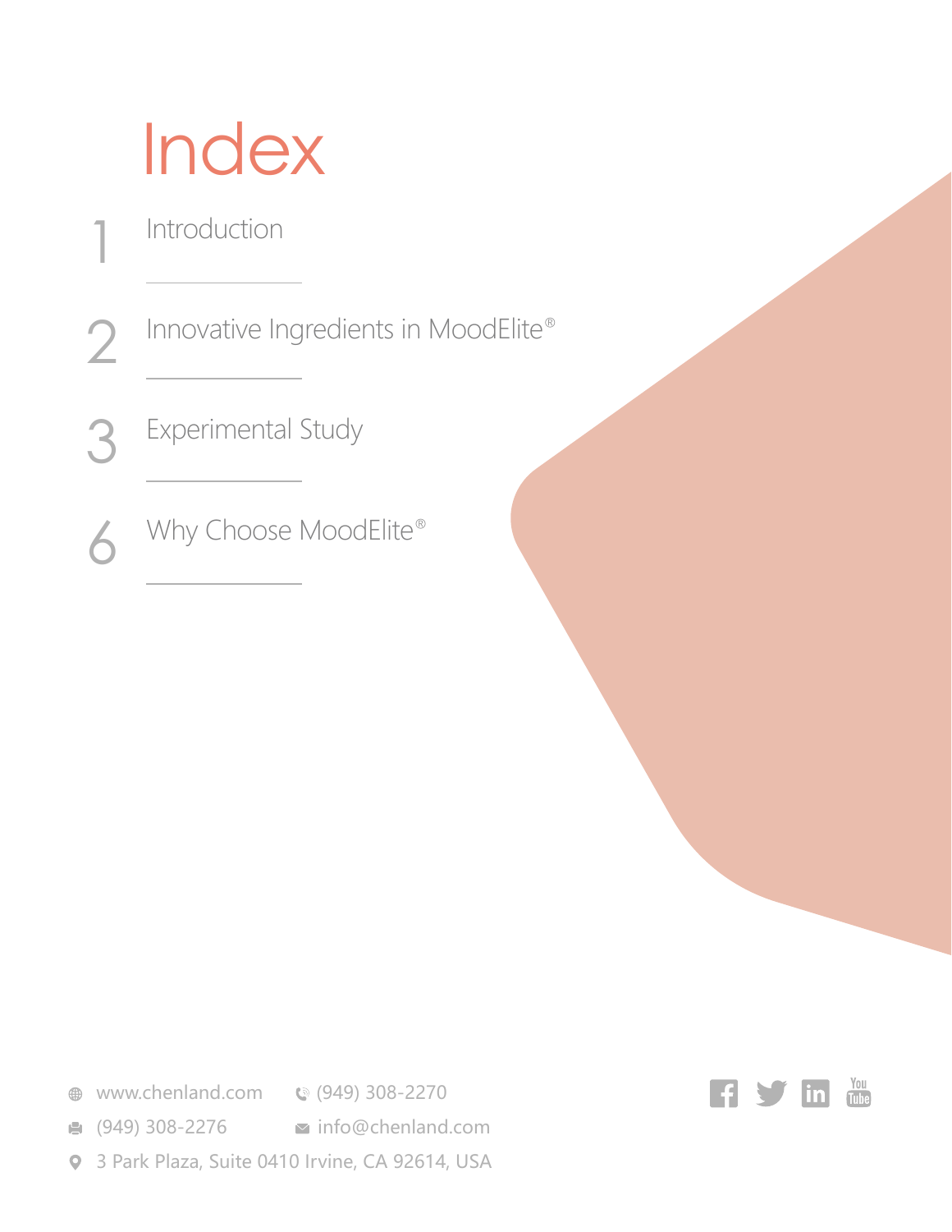# Index

1 Introduction

2 Innovative Ingredients in MoodElite®

3 Experimental Study

6 Why Choose MoodElite®

www.chenland.com (949) 308-2270

(949) 308-2276 info@chenland.com

3 Park Plaza, Suite 0410 Irvine, CA 92614, USA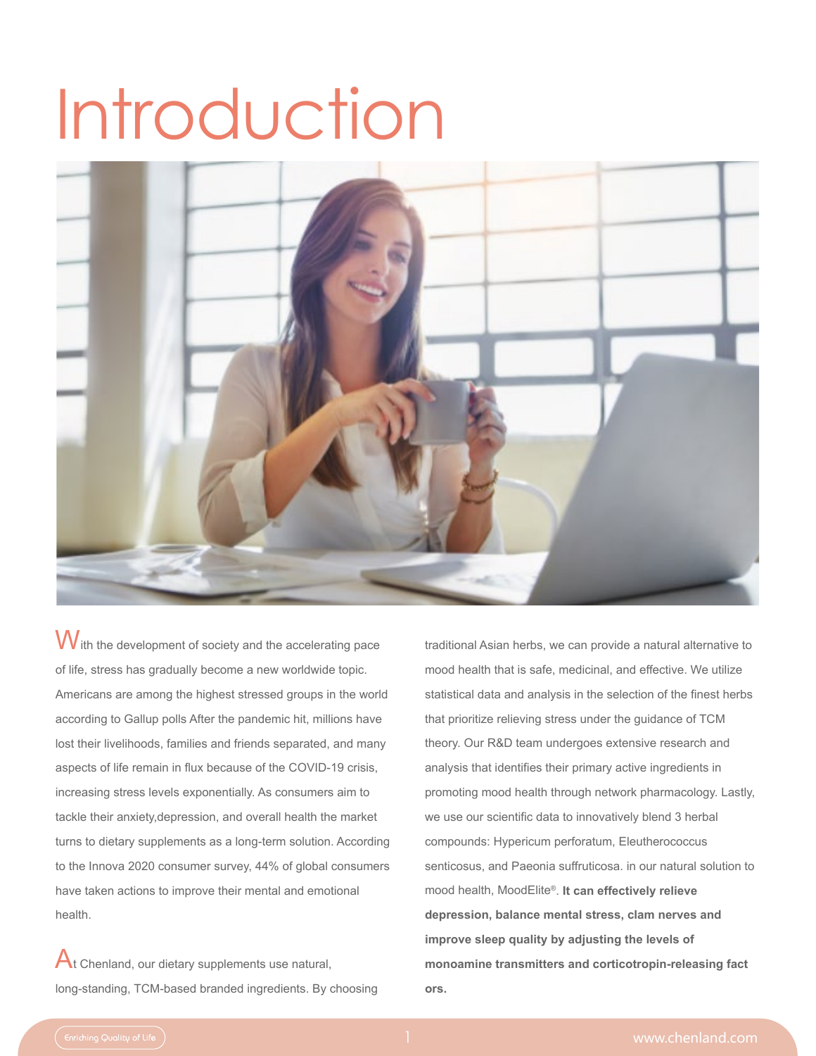# Introduction

With the development of society and the accelerating pace of life, stress has gradually become a new worldwide topic. Americans are among the highest stressed groups in the world according to Gallup polls After the pandemic hit, millions have lost their livelihoods, families and friends separated, and many aspects of life remain in flux because of the COVID-19 crisis, increasing stress levels exponentially. As consumers aim to tackle their anxiety,depression, and overall health the market turns to dietary supplements as a long-term solution. According to the Innova 2020 consumer survey, 44% of global consumers have taken actions to improve their mental and emotional health.

At Chenland, our dietary supplements use natural, long-standing, TCM-based branded ingredients. By choosing traditional Asian herbs, we can provide a natural alternative to mood health that is safe, medicinal, and effective. We utilize statistical data and analysis in the selection of the finest herbs that prioritize relieving stress under the guidance of TCM theory. Our R&D team undergoes extensive research and analysis that identifies their primary active ingredients in promoting mood health through network pharmacology. Lastly, we use our scientific data to innovatively blend 3 herbal compounds: Hypericum perforatum, Eleutherococcus senticosus, and Paeonia suffruticosa. in our natural solution to mood health, MoodElite®. **It can effectively relieve depression, balance mental stress, clam nerves and improve sleep quality by adjusting the levels of monoamine transmitters and corticotropin-releasing fact ors.**